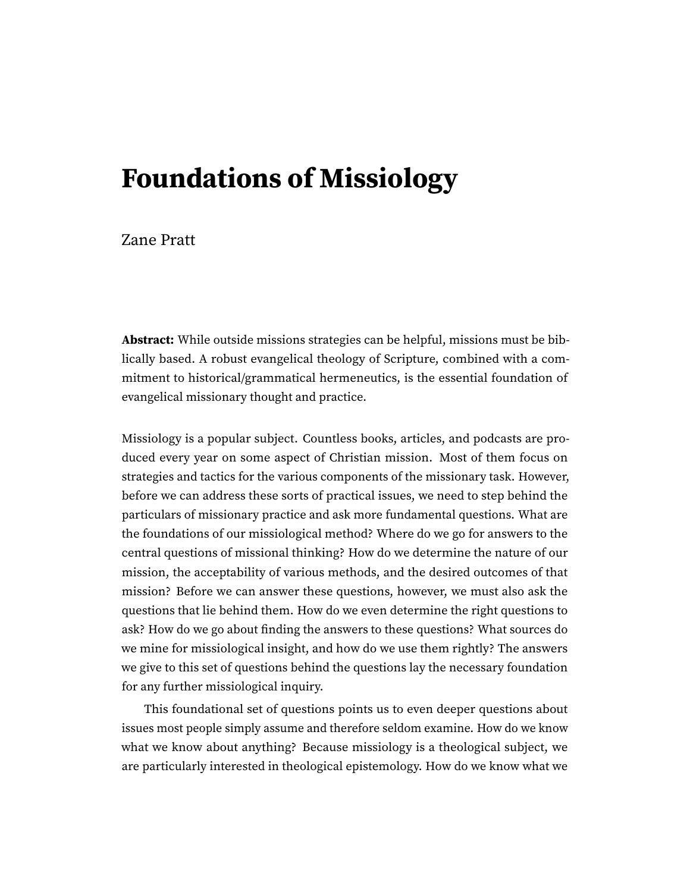# Foundations of Missiology

Zane Pratt

**Abstract:** While outside missions strategies can be helpful, missions must be biblically based. A robust evangelical theology of Scripture, combined with a commitment to historical/grammatical hermeneutics, is the essential foundation of evangelical missionary thought and practice.

Missiology is a popular subject. Countless books, articles, and podcasts are produced every year on some aspect of Christian mission. Most of them focus on strategies and tactics for the various components of the missionary task. However, before we can address these sorts of practical issues, we need to step behind the particulars of missionary practice and ask more fundamental questions. What are the foundations of our missiological method? Where do we go for answers to the central questions of missional thinking? How do we determine the nature of our mission, the acceptability of various methods, and the desired outcomes of that mission? Before we can answer these questions, however, we must also ask the questions that lie behind them. How do we even determine the right questions to ask? How do we go about finding the answers to these questions? What sources do we mine for missiological insight, and how do we use them rightly? The answers we give to this set of questions behind the questions lay the necessary foundation for any further missiological inquiry.

This foundational set of questions points us to even deeper questions about issues most people simply assume and therefore seldom examine. How do we know what we know about anything? Because missiology is a theological subject, we are particularly interested in theological epistemology. How do we know what we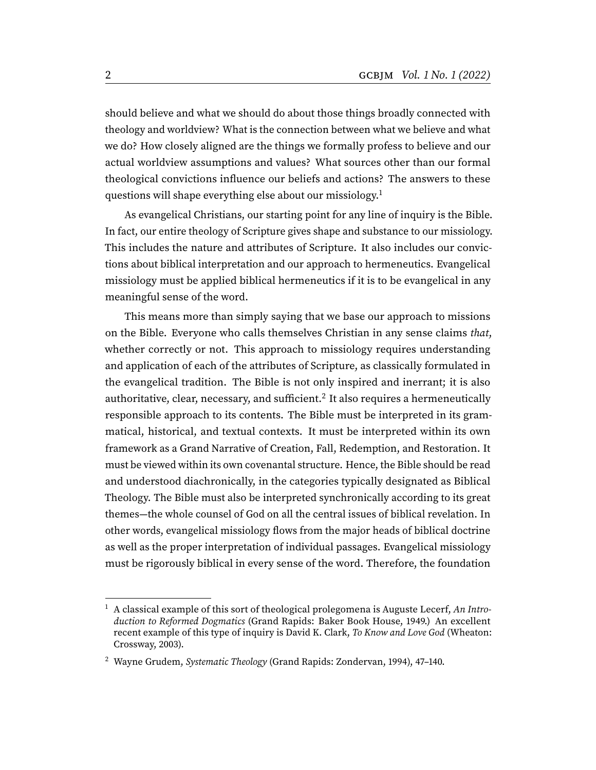should believe and what we should do about those things broadly connected with theology and worldview? What is the connection between what we believe and what we do? How closely aligned are the things we formally profess to believe and our actual worldview assumptions and values? What sources other than our formal theological convictions influence our beliefs and actions? The answers to these questions will shape everything else about our missiology.[1]

As evangelical Christians, our starting point for any line of inquiry is the Bible. In fact, our entire theology of Scripture gives shape and substance to our missiology. This includes the nature and attributes of Scripture. It also includes our convictions about biblical interpretation and our approach to hermeneutics. Evangelical missiology must be applied biblical hermeneutics if it is to be evangelical in any meaningful sense of the word.

This means more than simply saying that we base our approach to missions on the Bible. Everyone who calls themselves Christian in any sense claims *that*, whether correctly or not. This approach to missiology requires understanding and application of each of the attributes of Scripture, as classically formulated in the evangelical tradition. The Bible is not only inspired and inerrant; it is also authoritative, clear, necessary, and sufficient.[2] It also requires a hermeneutically responsible approach to its contents. The Bible must be interpreted in its grammatical, historical, and textual contexts. It must be interpreted within its own framework as a Grand Narrative of Creation, Fall, Redemption, and Restoration. It must be viewed within its own covenantal structure. Hence, the Bible should be read and understood diachronically, in the categories typically designated as Biblical Theology. The Bible must also be interpreted synchronically according to its great themes—the whole counsel of God on all the central issues of biblical revelation. In other words, evangelical missiology flows from the major heads of biblical doctrine as well as the proper interpretation of individual passages. Evangelical missiology must be rigorously biblical in every sense of the word. Therefore, the foundation

---

[1] A classical example of this sort of theological prolegomena is Auguste Lecerf, *An Introduction to Reformed Dogmatics* (Grand Rapids: Baker Book House, 1949.) An excellent recent example of this type of inquiry is David K. Clark, *To Know and Love God* (Wheaton: Crossway, 2003).

[2] Wayne Grudem, *Systematic Theology* (Grand Rapids: Zondervan, 1994), 47–140.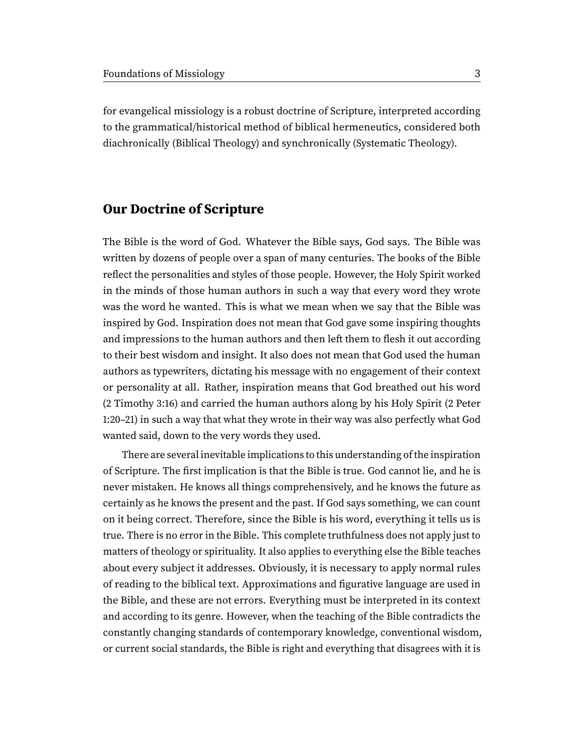for evangelical missiology is a robust doctrine of Scripture, interpreted according to the grammatical/historical method of biblical hermeneutics, considered both diachronically (Biblical Theology) and synchronically (Systematic Theology).

## Our Doctrine of Scripture

The Bible is the word of God. Whatever the Bible says, God says. The Bible was written by dozens of people over a span of many centuries. The books of the Bible reflect the personalities and styles of those people. However, the Holy Spirit worked in the minds of those human authors in such a way that every word they wrote was the word he wanted. This is what we mean when we say that the Bible was inspired by God. Inspiration does not mean that God gave some inspiring thoughts and impressions to the human authors and then left them to flesh it out according to their best wisdom and insight. It also does not mean that God used the human authors as typewriters, dictating his message with no engagement of their context or personality at all. Rather, inspiration means that God breathed out his word (2 Timothy 3:16) and carried the human authors along by his Holy Spirit (2 Peter 1:20–21) in such a way that what they wrote in their way was also perfectly what God wanted said, down to the very words they used.

There are several inevitable implications to this understanding of the inspiration of Scripture. The first implication is that the Bible is true. God cannot lie, and he is never mistaken. He knows all things comprehensively, and he knows the future as certainly as he knows the present and the past. If God says something, we can count on it being correct. Therefore, since the Bible is his word, everything it tells us is true. There is no error in the Bible. This complete truthfulness does not apply just to matters of theology or spirituality. It also applies to everything else the Bible teaches about every subject it addresses. Obviously, it is necessary to apply normal rules of reading to the biblical text. Approximations and figurative language are used in the Bible, and these are not errors. Everything must be interpreted in its context and according to its genre. However, when the teaching of the Bible contradicts the constantly changing standards of contemporary knowledge, conventional wisdom, or current social standards, the Bible is right and everything that disagrees with it is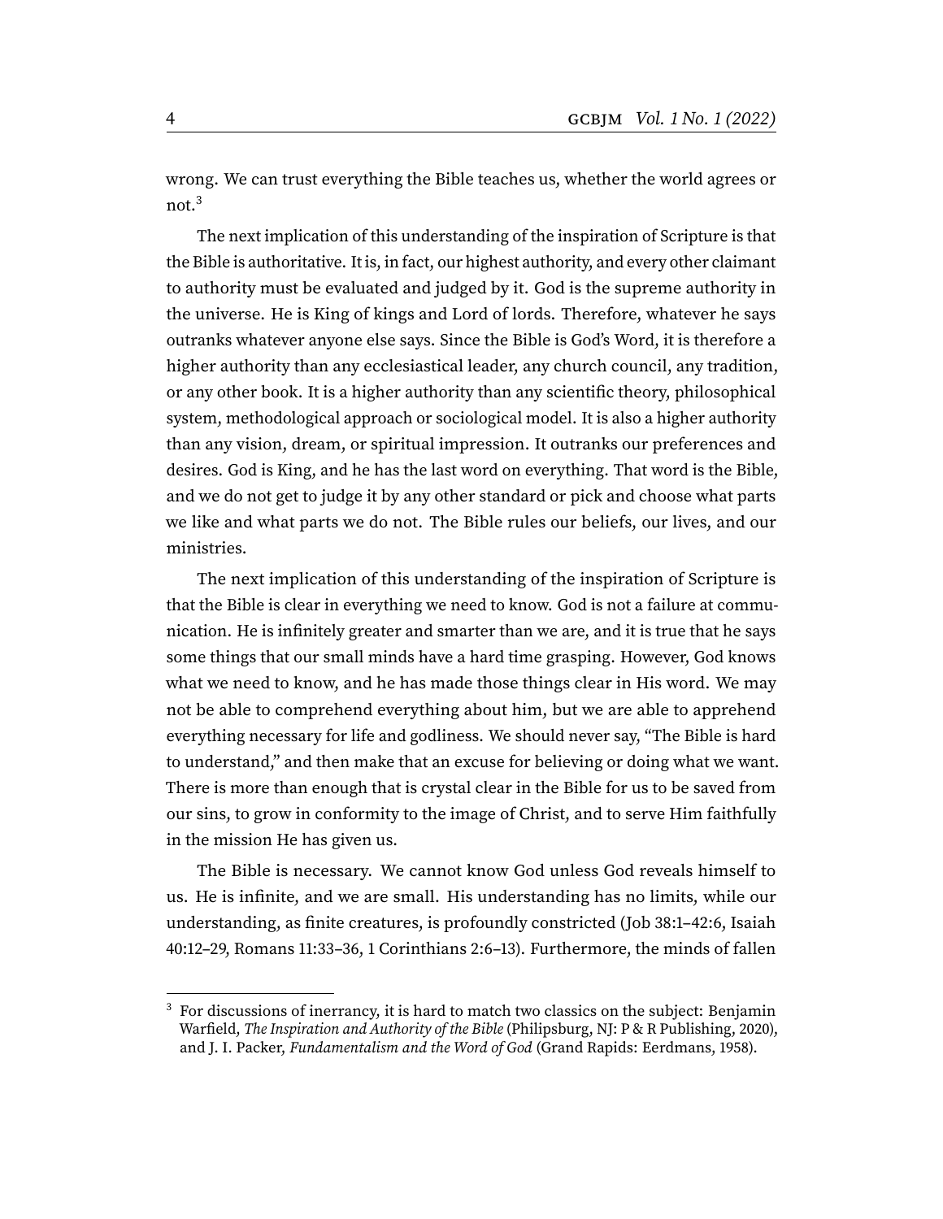wrong. We can trust everything the Bible teaches us, whether the world agrees or not.[3]

The next implication of this understanding of the inspiration of Scripture is that the Bible is authoritative. It is, in fact, our highest authority, and every other claimant to authority must be evaluated and judged by it. God is the supreme authority in the universe. He is King of kings and Lord of lords. Therefore, whatever he says outranks whatever anyone else says. Since the Bible is God's Word, it is therefore a higher authority than any ecclesiastical leader, any church council, any tradition, or any other book. It is a higher authority than any scientific theory, philosophical system, methodological approach or sociological model. It is also a higher authority than any vision, dream, or spiritual impression. It outranks our preferences and desires. God is King, and he has the last word on everything. That word is the Bible, and we do not get to judge it by any other standard or pick and choose what parts we like and what parts we do not. The Bible rules our beliefs, our lives, and our ministries.

The next implication of this understanding of the inspiration of Scripture is that the Bible is clear in everything we need to know. God is not a failure at communication. He is infinitely greater and smarter than we are, and it is true that he says some things that our small minds have a hard time grasping. However, God knows what we need to know, and he has made those things clear in His word. We may not be able to comprehend everything about him, but we are able to apprehend everything necessary for life and godliness. We should never say, "The Bible is hard to understand," and then make that an excuse for believing or doing what we want. There is more than enough that is crystal clear in the Bible for us to be saved from our sins, to grow in conformity to the image of Christ, and to serve Him faithfully in the mission He has given us.

The Bible is necessary. We cannot know God unless God reveals himself to us. He is infinite, and we are small. His understanding has no limits, while our understanding, as finite creatures, is profoundly constricted (Job 38:1–42:6, Isaiah 40:12–29, Romans 11:33–36, 1 Corinthians 2:6–13). Furthermore, the minds of fallen

---

[3] For discussions of inerrancy, it is hard to match two classics on the subject: Benjamin Warfield, *The Inspiration and Authority of the Bible* (Philipsburg, NJ: P & R Publishing, 2020), and J. I. Packer, *Fundamentalism and the Word of God* (Grand Rapids: Eerdmans, 1958).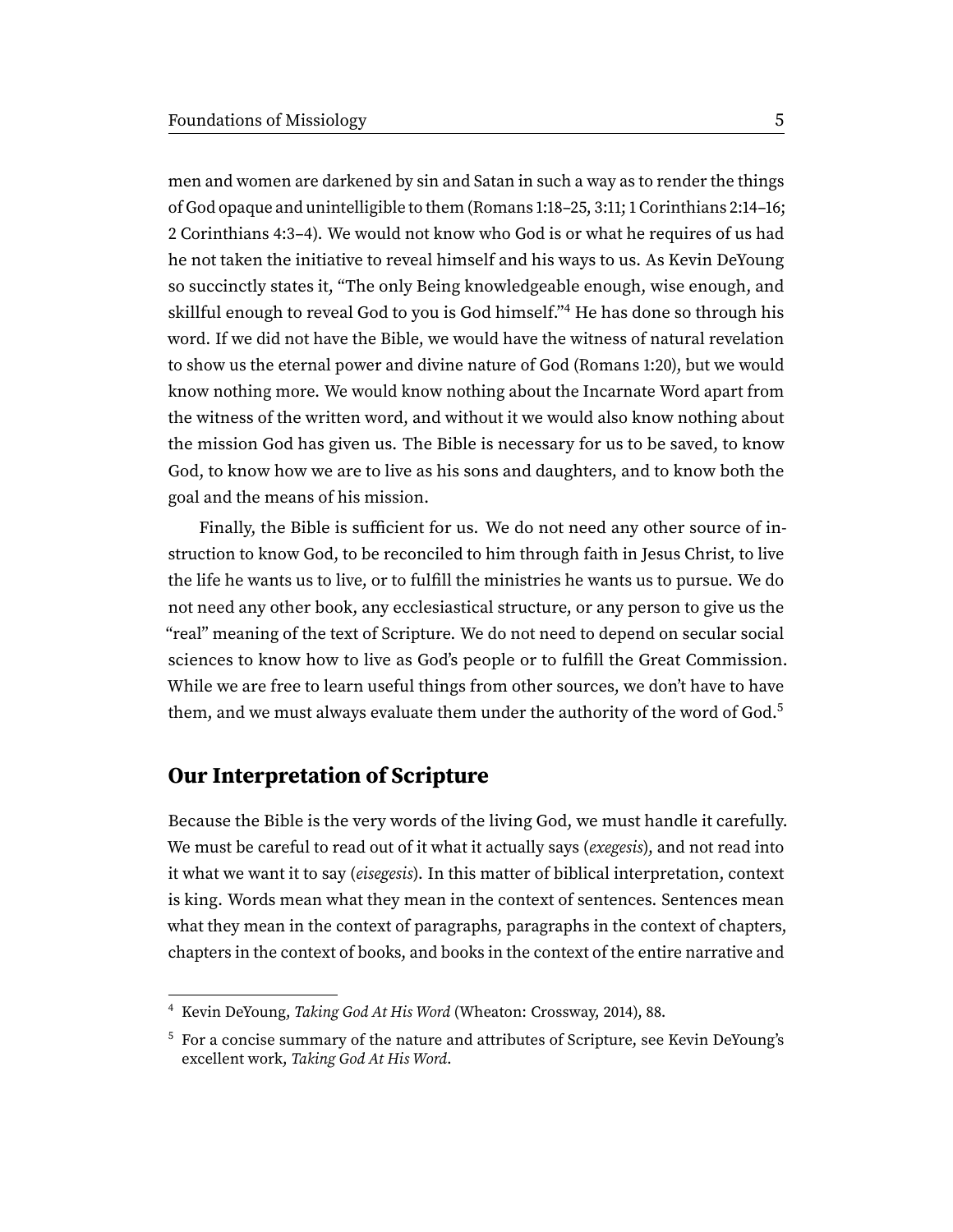men and women are darkened by sin and Satan in such a way as to render the things of God opaque and unintelligible to them (Romans 1:18–25, 3:11; 1 Corinthians 2:14–16; 2 Corinthians 4:3–4). We would not know who God is or what he requires of us had he not taken the initiative to reveal himself and his ways to us. As Kevin DeYoung so succinctly states it, "The only Being knowledgeable enough, wise enough, and skillful enough to reveal God to you is God himself."[4] He has done so through his word. If we did not have the Bible, we would have the witness of natural revelation to show us the eternal power and divine nature of God (Romans 1:20), but we would know nothing more. We would know nothing about the Incarnate Word apart from the witness of the written word, and without it we would also know nothing about the mission God has given us. The Bible is necessary for us to be saved, to know God, to know how we are to live as his sons and daughters, and to know both the goal and the means of his mission.

Finally, the Bible is sufficient for us. We do not need any other source of instruction to know God, to be reconciled to him through faith in Jesus Christ, to live the life he wants us to live, or to fulfill the ministries he wants us to pursue. We do not need any other book, any ecclesiastical structure, or any person to give us the "real" meaning of the text of Scripture. We do not need to depend on secular social sciences to know how to live as God's people or to fulfill the Great Commission. While we are free to learn useful things from other sources, we don't have to have them, and we must always evaluate them under the authority of the word of God.[5]

## Our Interpretation of Scripture

Because the Bible is the very words of the living God, we must handle it carefully. We must be careful to read out of it what it actually says (*exegesis*), and not read into it what we want it to say (*eisegesis*). In this matter of biblical interpretation, context is king. Words mean what they mean in the context of sentences. Sentences mean what they mean in the context of paragraphs, paragraphs in the context of chapters, chapters in the context of books, and books in the context of the entire narrative and

---

[4] Kevin DeYoung, *Taking God At His Word* (Wheaton: Crossway, 2014), 88.

[5] For a concise summary of the nature and attributes of Scripture, see Kevin DeYoung's excellent work, *Taking God At His Word*.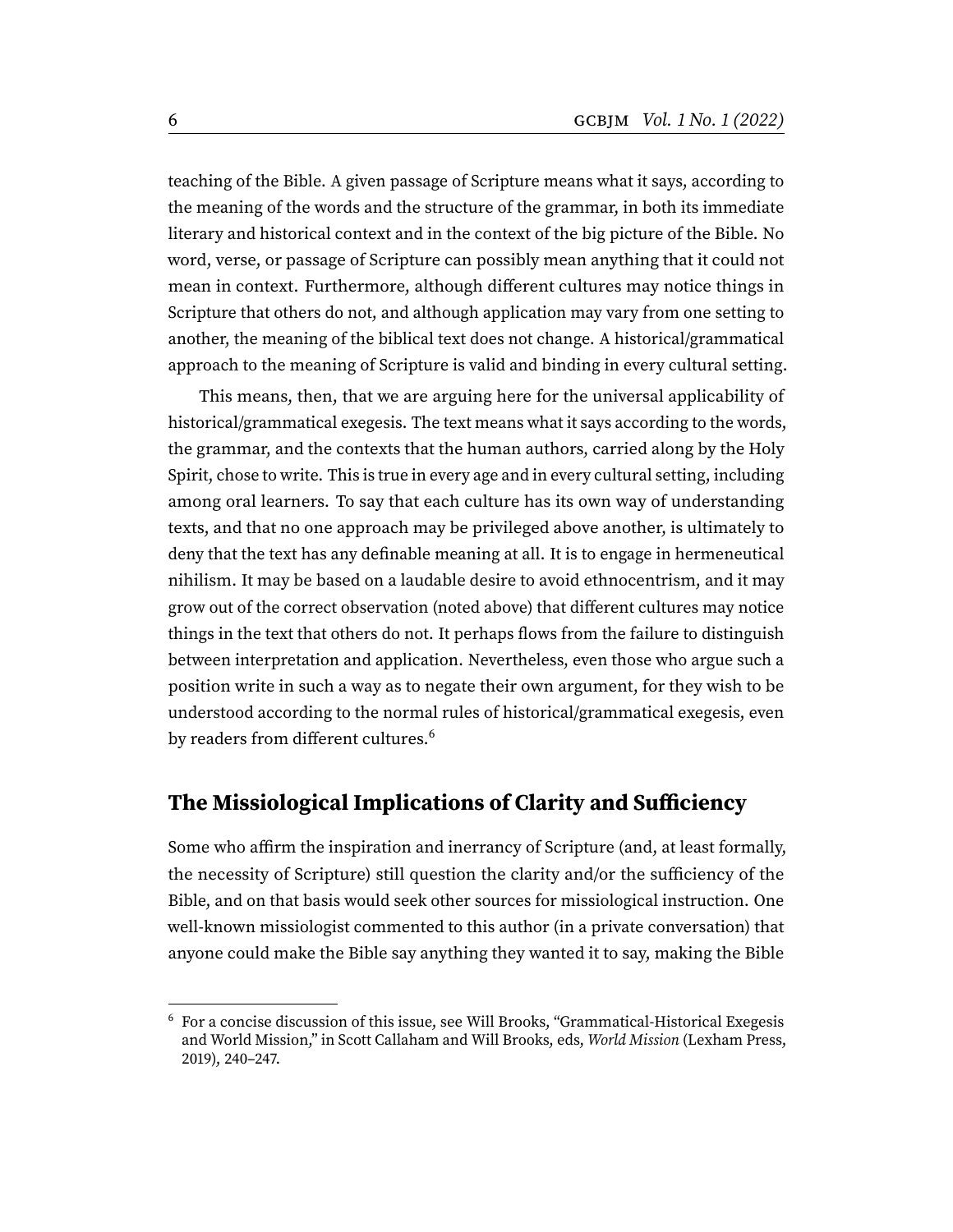teaching of the Bible. A given passage of Scripture means what it says, according to the meaning of the words and the structure of the grammar, in both its immediate literary and historical context and in the context of the big picture of the Bible. No word, verse, or passage of Scripture can possibly mean anything that it could not mean in context. Furthermore, although different cultures may notice things in Scripture that others do not, and although application may vary from one setting to another, the meaning of the biblical text does not change. A historical/grammatical approach to the meaning of Scripture is valid and binding in every cultural setting.

This means, then, that we are arguing here for the universal applicability of historical/grammatical exegesis. The text means what it says according to the words, the grammar, and the contexts that the human authors, carried along by the Holy Spirit, chose to write. This is true in every age and in every cultural setting, including among oral learners. To say that each culture has its own way of understanding texts, and that no one approach may be privileged above another, is ultimately to deny that the text has any definable meaning at all. It is to engage in hermeneutical nihilism. It may be based on a laudable desire to avoid ethnocentrism, and it may grow out of the correct observation (noted above) that different cultures may notice things in the text that others do not. It perhaps flows from the failure to distinguish between interpretation and application. Nevertheless, even those who argue such a position write in such a way as to negate their own argument, for they wish to be understood according to the normal rules of historical/grammatical exegesis, even by readers from different cultures.[6]

## The Missiological Implications of Clarity and Sufficiency

Some who affirm the inspiration and inerrancy of Scripture (and, at least formally, the necessity of Scripture) still question the clarity and/or the sufficiency of the Bible, and on that basis would seek other sources for missiological instruction. One well-known missiologist commented to this author (in a private conversation) that anyone could make the Bible say anything they wanted it to say, making the Bible

[6] For a concise discussion of this issue, see Will Brooks, "Grammatical-Historical Exegesis and World Mission," in Scott Callaham and Will Brooks, eds, *World Mission* (Lexham Press, 2019), 240–247.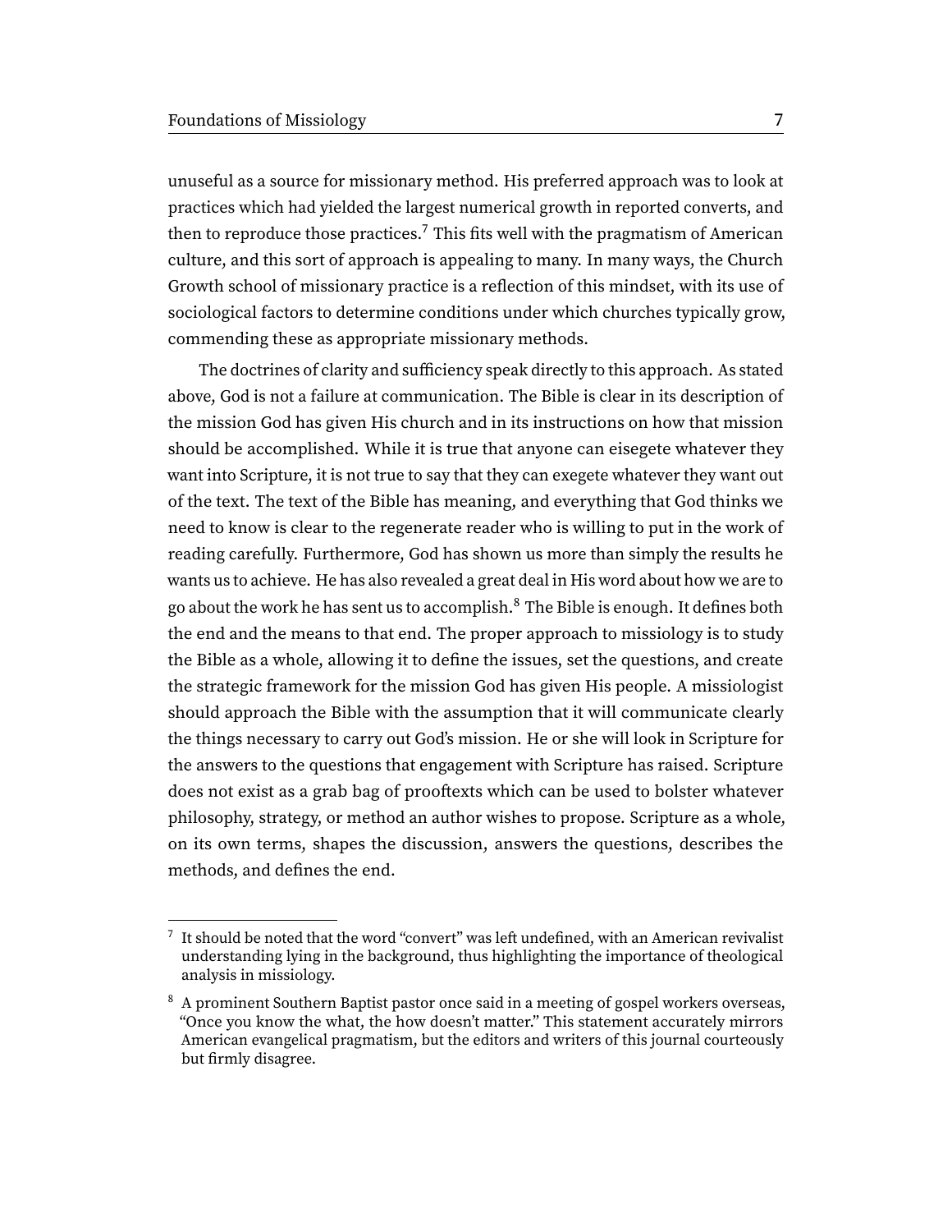unuseful as a source for missionary method. His preferred approach was to look at practices which had yielded the largest numerical growth in reported converts, and then to reproduce those practices.[7] This fits well with the pragmatism of American culture, and this sort of approach is appealing to many. In many ways, the Church Growth school of missionary practice is a reflection of this mindset, with its use of sociological factors to determine conditions under which churches typically grow, commending these as appropriate missionary methods.

The doctrines of clarity and sufficiency speak directly to this approach. As stated above, God is not a failure at communication. The Bible is clear in its description of the mission God has given His church and in its instructions on how that mission should be accomplished. While it is true that anyone can eisegete whatever they want into Scripture, it is not true to say that they can exegete whatever they want out of the text. The text of the Bible has meaning, and everything that God thinks we need to know is clear to the regenerate reader who is willing to put in the work of reading carefully. Furthermore, God has shown us more than simply the results he wants us to achieve. He has also revealed a great deal in His word about how we are to go about the work he has sent us to accomplish.[8] The Bible is enough. It defines both the end and the means to that end. The proper approach to missiology is to study the Bible as a whole, allowing it to define the issues, set the questions, and create the strategic framework for the mission God has given His people. A missiologist should approach the Bible with the assumption that it will communicate clearly the things necessary to carry out God's mission. He or she will look in Scripture for the answers to the questions that engagement with Scripture has raised. Scripture does not exist as a grab bag of prooftexts which can be used to bolster whatever philosophy, strategy, or method an author wishes to propose. Scripture as a whole, on its own terms, shapes the discussion, answers the questions, describes the methods, and defines the end.

---

[7] It should be noted that the word "convert" was left undefined, with an American revivalist understanding lying in the background, thus highlighting the importance of theological analysis in missiology.

[8] A prominent Southern Baptist pastor once said in a meeting of gospel workers overseas, "Once you know the what, the how doesn't matter." This statement accurately mirrors American evangelical pragmatism, but the editors and writers of this journal courteously but firmly disagree.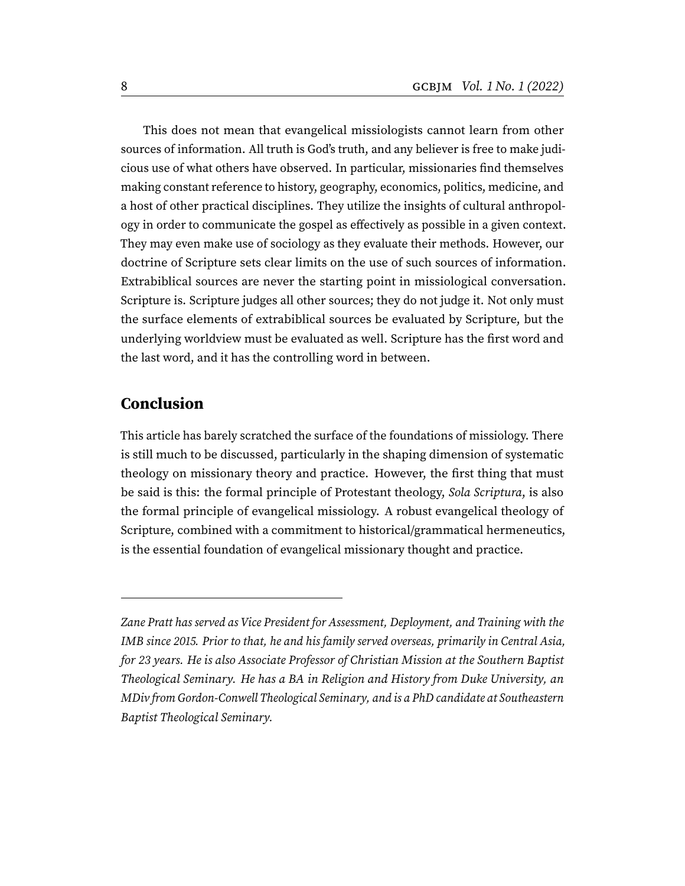This does not mean that evangelical missiologists cannot learn from other sources of information. All truth is God's truth, and any believer is free to make judicious use of what others have observed. In particular, missionaries find themselves making constant reference to history, geography, economics, politics, medicine, and a host of other practical disciplines. They utilize the insights of cultural anthropology in order to communicate the gospel as effectively as possible in a given context. They may even make use of sociology as they evaluate their methods. However, our doctrine of Scripture sets clear limits on the use of such sources of information. Extrabiblical sources are never the starting point in missiological conversation. Scripture is. Scripture judges all other sources; they do not judge it. Not only must the surface elements of extrabiblical sources be evaluated by Scripture, but the underlying worldview must be evaluated as well. Scripture has the first word and the last word, and it has the controlling word in between.

## Conclusion

This article has barely scratched the surface of the foundations of missiology. There is still much to be discussed, particularly in the shaping dimension of systematic theology on missionary theory and practice. However, the first thing that must be said is this: the formal principle of Protestant theology, *Sola Scriptura*, is also the formal principle of evangelical missiology. A robust evangelical theology of Scripture, combined with a commitment to historical/grammatical hermeneutics, is the essential foundation of evangelical missionary thought and practice.

---

*Zane Pratt has served as Vice President for Assessment, Deployment, and Training with the IMB since 2015. Prior to that, he and his family served overseas, primarily in Central Asia, for 23 years. He is also Associate Professor of Christian Mission at the Southern Baptist Theological Seminary. He has a BA in Religion and History from Duke University, an MDiv from Gordon-Conwell Theological Seminary, and is a PhD candidate at Southeastern Baptist Theological Seminary.*